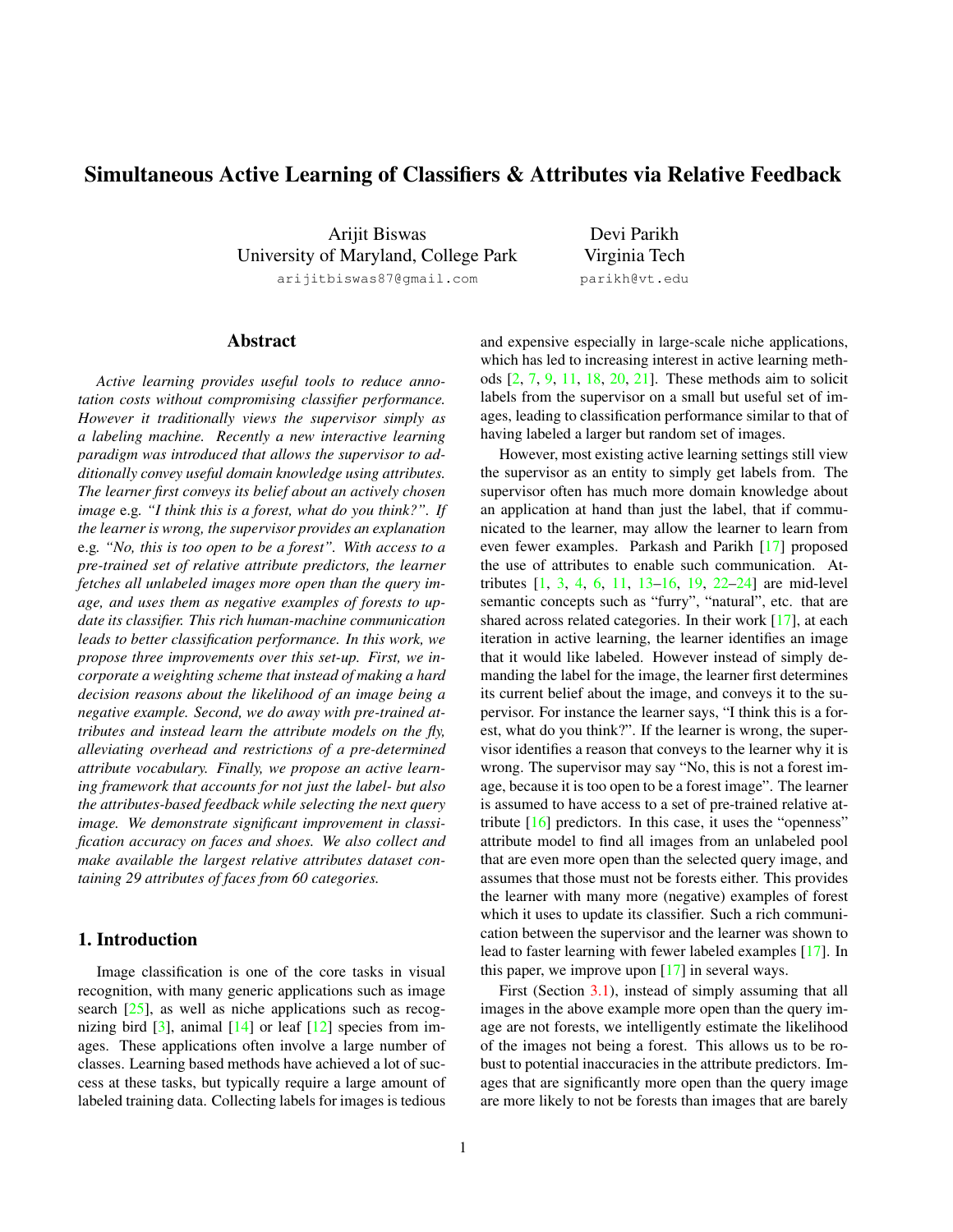# Simultaneous Active Learning of Classifiers & Attributes via Relative Feedback

Arijit Biswas  
University of Maryland, College Park  
arijitbiswas87@gmail.com

Devi Parikh  
Virginia Tech  
parikh@vt.edu

## Abstract

*Active learning provides useful tools to reduce annotation costs without compromising classifier performance. However it traditionally views the supervisor simply as a labeling machine. Recently a new interactive learning paradigm was introduced that allows the supervisor to additionally convey useful domain knowledge using attributes. The learner first conveys its belief about an actively chosen image* e.g. *"I think this is a forest, what do you think?". If the learner is wrong, the supervisor provides an explanation* e.g. *"No, this is too open to be a forest". With access to a pre-trained set of relative attribute predictors, the learner fetches all unlabeled images more open than the query image, and uses them as negative examples of forests to update its classifier. This rich human-machine communication leads to better classification performance. In this work, we propose three improvements over this set-up. First, we incorporate a weighting scheme that instead of making a hard decision reasons about the likelihood of an image being a negative example. Second, we do away with pre-trained attributes and instead learn the attribute models on the fly, alleviating overhead and restrictions of a pre-determined attribute vocabulary. Finally, we propose an active learning framework that accounts for not just the label- but also the attributes-based feedback while selecting the next query image. We demonstrate significant improvement in classification accuracy on faces and shoes. We also collect and make available the largest relative attributes dataset containing 29 attributes of faces from 60 categories.*

## 1. Introduction

Image classification is one of the core tasks in visual recognition, with many generic applications such as image search [25], as well as niche applications such as recognizing bird [3], animal [14] or leaf [12] species from images. These applications often involve a large number of classes. Learning based methods have achieved a lot of success at these tasks, but typically require a large amount of labeled training data. Collecting labels for images is tedious and expensive especially in large-scale niche applications, which has led to increasing interest in active learning methods [2, 7, 9, 11, 18, 20, 21]. These methods aim to solicit labels from the supervisor on a small but useful set of images, leading to classification performance similar to that of having labeled a larger but random set of images.

However, most existing active learning settings still view the supervisor as an entity to simply get labels from. The supervisor often has much more domain knowledge about an application at hand than just the label, that if communicated to the learner, may allow the learner to learn from even fewer examples. Parkash and Parikh [17] proposed the use of attributes to enable such communication. Attributes [1, 3, 4, 6, 11, 13–16, 19, 22–24] are mid-level semantic concepts such as "furry", "natural", etc. that are shared across related categories. In their work [17], at each iteration in active learning, the learner identifies an image that it would like labeled. However instead of simply demanding the label for the image, the learner first determines its current belief about the image, and conveys it to the supervisor. For instance the learner says, "I think this is a forest, what do you think?". If the learner is wrong, the supervisor identifies a reason that conveys to the learner why it is wrong. The supervisor may say "No, this is not a forest image, because it is too open to be a forest image". The learner is assumed to have access to a set of pre-trained relative attribute [16] predictors. In this case, it uses the "openness" attribute model to find all images from an unlabeled pool that are even more open than the selected query image, and assumes that those must not be forests either. This provides the learner with many more (negative) examples of forest which it uses to update its classifier. Such a rich communication between the supervisor and the learner was shown to lead to faster learning with fewer labeled examples [17]. In this paper, we improve upon [17] in several ways.

First (Section 3.1), instead of simply assuming that all images in the above example more open than the query image are not forests, we intelligently estimate the likelihood of the images not being a forest. This allows us to be robust to potential inaccuracies in the attribute predictors. Images that are significantly more open than the query image are more likely to not be forests than images that are barely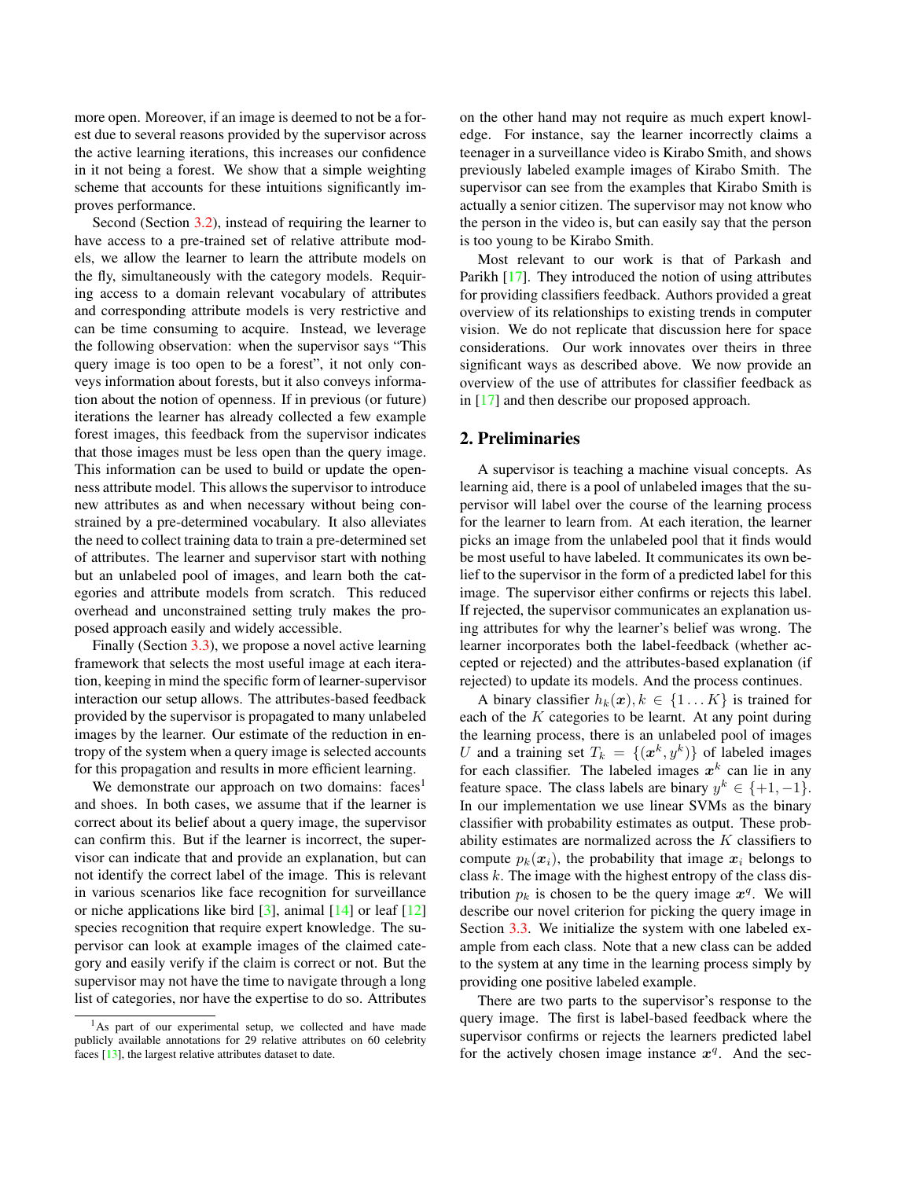more open. Moreover, if an image is deemed to not be a forest due to several reasons provided by the supervisor across the active learning iterations, this increases our confidence in it not being a forest. We show that a simple weighting scheme that accounts for these intuitions significantly improves performance.

Second (Section 3.2), instead of requiring the learner to have access to a pre-trained set of relative attribute models, we allow the learner to learn the attribute models on the fly, simultaneously with the category models. Requiring access to a domain relevant vocabulary of attributes and corresponding attribute models is very restrictive and can be time consuming to acquire. Instead, we leverage the following observation: when the supervisor says "This query image is too open to be a forest", it not only conveys information about forests, but it also conveys information about the notion of openness. If in previous (or future) iterations the learner has already collected a few example forest images, this feedback from the supervisor indicates that those images must be less open than the query image. This information can be used to build or update the openness attribute model. This allows the supervisor to introduce new attributes as and when necessary without being constrained by a pre-determined vocabulary. It also alleviates the need to collect training data to train a pre-determined set of attributes. The learner and supervisor start with nothing but an unlabeled pool of images, and learn both the categories and attribute models from scratch. This reduced overhead and unconstrained setting truly makes the proposed approach easily and widely accessible.

Finally (Section 3.3), we propose a novel active learning framework that selects the most useful image at each iteration, keeping in mind the specific form of learner-supervisor interaction our setup allows. The attributes-based feedback provided by the supervisor is propagated to many unlabeled images by the learner. Our estimate of the reduction in entropy of the system when a query image is selected accounts for this propagation and results in more efficient learning.

We demonstrate our approach on two domains: faces[1] and shoes. In both cases, we assume that if the learner is correct about its belief about a query image, the supervisor can confirm this. But if the learner is incorrect, the supervisor can indicate that and provide an explanation, but can not identify the correct label of the image. This is relevant in various scenarios like face recognition for surveillance or niche applications like bird [3], animal [14] or leaf [12] species recognition that require expert knowledge. The supervisor can look at example images of the claimed category and easily verify if the claim is correct or not. But the supervisor may not have the time to navigate through a long list of categories, nor have the expertise to do so. Attributes on the other hand may not require as much expert knowledge. For instance, say the learner incorrectly claims a teenager in a surveillance video is Kirabo Smith, and shows previously labeled example images of Kirabo Smith. The supervisor can see from the examples that Kirabo Smith is actually a senior citizen. The supervisor may not know who the person in the video is, but can easily say that the person is too young to be Kirabo Smith.

Most relevant to our work is that of Parkash and Parikh [17]. They introduced the notion of using attributes for providing classifiers feedback. Authors provided a great overview of its relationships to existing trends in computer vision. We do not replicate that discussion here for space considerations. Our work innovates over theirs in three significant ways as described above. We now provide an overview of the use of attributes for classifier feedback as in [17] and then describe our proposed approach.

## 2. Preliminaries

A supervisor is teaching a machine visual concepts. As learning aid, there is a pool of unlabeled images that the supervisor will label over the course of the learning process for the learner to learn from. At each iteration, the learner picks an image from the unlabeled pool that it finds would be most useful to have labeled. It communicates its own belief to the supervisor in the form of a predicted label for this image. The supervisor either confirms or rejects this label. If rejected, the supervisor communicates an explanation using attributes for why the learner's belief was wrong. The learner incorporates both the label-feedback (whether accepted or rejected) and the attributes-based explanation (if rejected) to update its models. And the process continues.

A binary classifier $h_k(\boldsymbol{x}), k \in \{1 \dots K\}$ is trained for each of the $K$ categories to be learnt. At any point during the learning process, there is an unlabeled pool of images $U$ and a training set $T_k = \{(\boldsymbol{x}^k, y^k)\}$ of labeled images for each classifier. The labeled images $\boldsymbol{x}^k$ can lie in any feature space. The class labels are binary $y^k \in \{+1, -1\}$. In our implementation we use linear SVMs as the binary classifier with probability estimates as output. These probability estimates are normalized across the $K$ classifiers to compute $p_k(\boldsymbol{x}_i)$, the probability that image $\boldsymbol{x}_i$ belongs to class $k$. The image with the highest entropy of the class distribution $p_k$ is chosen to be the query image $\boldsymbol{x}^q$. We will describe our novel criterion for picking the query image in Section 3.3. We initialize the system with one labeled example from each class. Note that a new class can be added to the system at any time in the learning process simply by providing one positive labeled example.

There are two parts to the supervisor's response to the query image. The first is label-based feedback where the supervisor confirms or rejects the learners predicted label for the actively chosen image instance $\boldsymbol{x}^q$. And the sec-

[1] As part of our experimental setup, we collected and have made publicly available annotations for 29 relative attributes on 60 celebrity faces [13], the largest relative attributes dataset to date.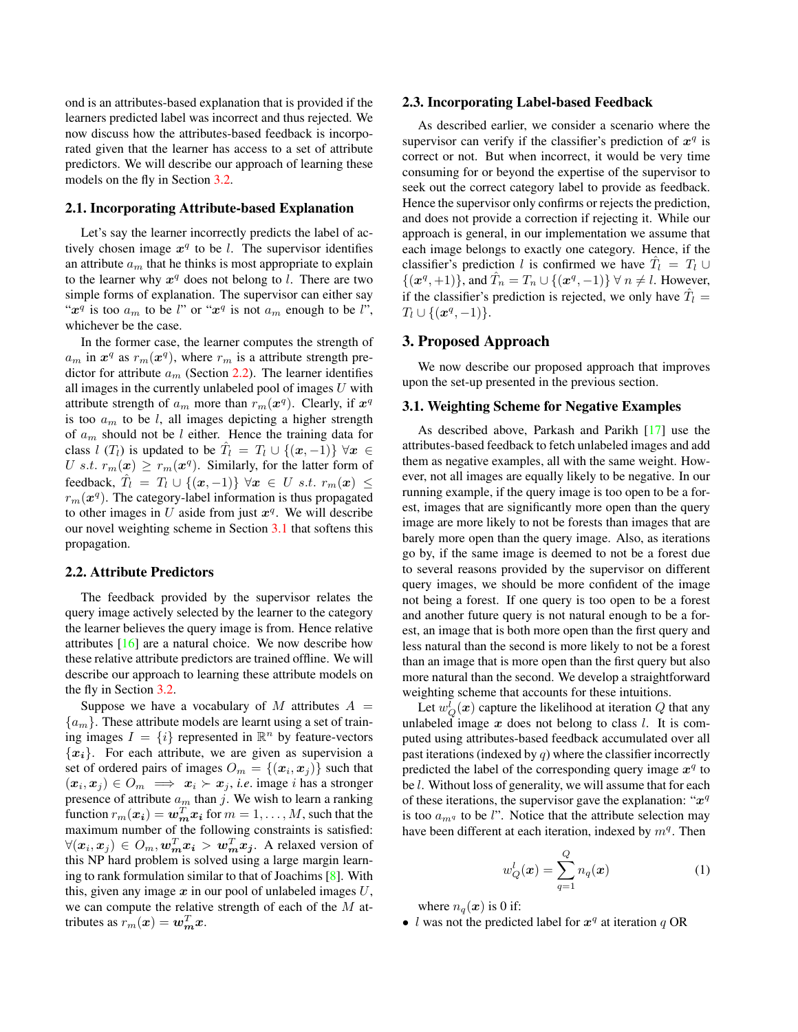ond is an attributes-based explanation that is provided if the learners predicted label was incorrect and thus rejected. We now discuss how the attributes-based feedback is incorporated given that the learner has access to a set of attribute predictors. We will describe our approach of learning these models on the fly in Section 3.2.

### 2.1. Incorporating Attribute-based Explanation

Let's say the learner incorrectly predicts the label of actively chosen image $\boldsymbol{x}^q$ to be $l$. The supervisor identifies an attribute $a_m$ that he thinks is most appropriate to explain to the learner why $\boldsymbol{x}^q$ does not belong to $l$. There are two simple forms of explanation. The supervisor can either say "$\boldsymbol{x}^q$ is too $a_m$ to be $l$" or "$\boldsymbol{x}^q$ is not $a_m$ enough to be $l$", whichever be the case.

In the former case, the learner computes the strength of $a_m$ in $\boldsymbol{x}^q$ as $r_m(\boldsymbol{x}^q)$, where $r_m$ is a attribute strength predictor for attribute $a_m$ (Section 2.2). The learner identifies all images in the currently unlabeled pool of images $U$ with attribute strength of $a_m$ more than $r_m(\boldsymbol{x}^q)$. Clearly, if $\boldsymbol{x}^q$ is too $a_m$ to be $l$, all images depicting a higher strength of $a_m$ should not be $l$ either. Hence the training data for class $l$ ($T_l$) is updated to be $\hat{T}_l = T_l \cup \{(\boldsymbol{x}, -1)\}\ \forall \boldsymbol{x} \in U\ s.t.\ r_m(\boldsymbol{x}) \geq r_m(\boldsymbol{x}^q)$. Similarly, for the latter form of feedback, $\hat{T}_l = T_l \cup \{(\boldsymbol{x}, -1)\}\ \forall \boldsymbol{x} \in U\ s.t.\ r_m(\boldsymbol{x}) \leq r_m(\boldsymbol{x}^q)$. The category-label information is thus propagated to other images in $U$ aside from just $\boldsymbol{x}^q$. We will describe our novel weighting scheme in Section 3.1 that softens this propagation.

### 2.2. Attribute Predictors

The feedback provided by the supervisor relates the query image actively selected by the learner to the category the learner believes the query image is from. Hence relative attributes [16] are a natural choice. We now describe how these relative attribute predictors are trained offline. We will describe our approach to learning these attribute models on the fly in Section 3.2.

Suppose we have a vocabulary of $M$ attributes $A = \{a_m\}$. These attribute models are learnt using a set of training images $I = \{i\}$ represented in $\mathbb{R}^n$ by feature-vectors $\{\boldsymbol{x_i}\}$. For each attribute, we are given as supervision a set of ordered pairs of images $O_m = \{(\boldsymbol{x}_i, \boldsymbol{x}_j)\}$ such that $(\boldsymbol{x}_i, \boldsymbol{x}_j) \in O_m \implies \boldsymbol{x}_i \succ \boldsymbol{x}_j$, *i.e.* image $i$ has a stronger presence of attribute $a_m$ than $j$. We wish to learn a ranking function $r_m(\boldsymbol{x_i}) = \boldsymbol{w_m}^T \boldsymbol{x_i}$ for $m = 1, \ldots, M$, such that the maximum number of the following constraints is satisfied: $\forall (\boldsymbol{x}_i, \boldsymbol{x}_j) \in O_m, \boldsymbol{w_m}^T \boldsymbol{x_i} > \boldsymbol{w_m}^T \boldsymbol{x_j}$. A relaxed version of this NP hard problem is solved using a large margin learning to rank formulation similar to that of Joachims [8]. With this, given any image $\boldsymbol{x}$ in our pool of unlabeled images $U$, we can compute the relative strength of each of the $M$ attributes as $r_m(\boldsymbol{x}) = \boldsymbol{w_m}^T \boldsymbol{x}$.

### 2.3. Incorporating Label-based Feedback

As described earlier, we consider a scenario where the supervisor can verify if the classifier's prediction of $\boldsymbol{x}^q$ is correct or not. But when incorrect, it would be very time consuming for or beyond the expertise of the supervisor to seek out the correct category label to provide as feedback. Hence the supervisor only confirms or rejects the prediction, and does not provide a correction if rejecting it. While our approach is general, in our implementation we assume that each image belongs to exactly one category. Hence, if the classifier's prediction $l$ is confirmed we have $\hat{T}_l = T_l \cup \{(\boldsymbol{x}^q, +1)\}$, and $\hat{T}_n = T_n \cup \{(\boldsymbol{x}^q, -1)\}\ \forall\ n \neq l$. However, if the classifier's prediction is rejected, we only have $\hat{T}_l = T_l \cup \{(\boldsymbol{x}^q, -1)\}$.

## 3. Proposed Approach

We now describe our proposed approach that improves upon the set-up presented in the previous section.

### 3.1. Weighting Scheme for Negative Examples

As described above, Parkash and Parikh [17] use the attributes-based feedback to fetch unlabeled images and add them as negative examples, all with the same weight. However, not all images are equally likely to be negative. In our running example, if the query image is too open to be a forest, images that are significantly more open than the query image are more likely to not be forests than images that are barely more open than the query image. Also, as iterations go by, if the same image is deemed to not be a forest due to several reasons provided by the supervisor on different query images, we should be more confident of the image not being a forest. If one query is too open to be a forest and another future query is not natural enough to be a forest, an image that is both more open than the first query and less natural than the second is more likely to not be a forest than an image that is more open than the first query but also more natural than the second. We develop a straightforward weighting scheme that accounts for these intuitions.

Let $w^l_Q(\boldsymbol{x})$ capture the likelihood at iteration $Q$ that any unlabeled image $\boldsymbol{x}$ does not belong to class $l$. It is computed using attributes-based feedback accumulated over all past iterations (indexed by $q$) where the classifier incorrectly predicted the label of the corresponding query image $\boldsymbol{x}^q$ to be $l$. Without loss of generality, we will assume that for each of these iterations, the supervisor gave the explanation: "$\boldsymbol{x}^q$ is too $a_{m^q}$ to be $l$". Notice that the attribute selection may have been different at each iteration, indexed by $m^q$. Then

$$w^l_Q(\boldsymbol{x}) = \sum_{q=1}^{Q} n_q(\boldsymbol{x}) \tag{1}$$

where $n_q(\boldsymbol{x})$ is 0 if:

- $l$ was not the predicted label for $\boldsymbol{x}^q$ at iteration $q$ OR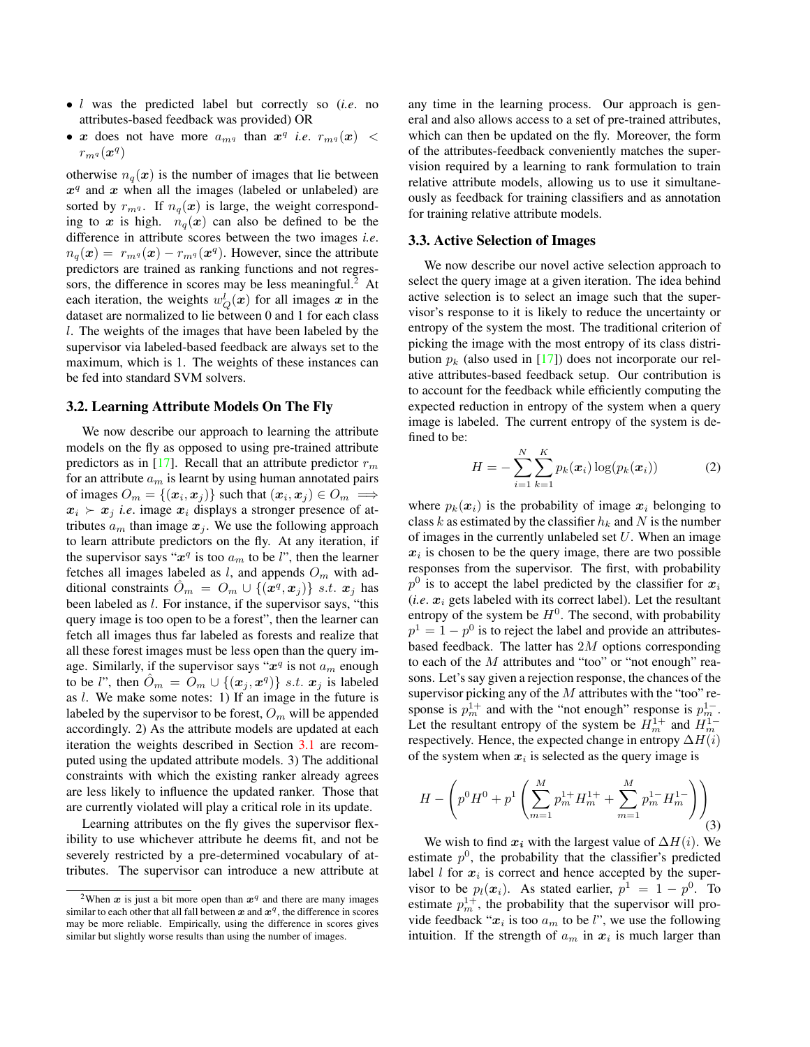- $l$ was the predicted label but correctly so (*i.e.* no attributes-based feedback was provided) OR
- $\boldsymbol{x}$ does not have more $a_{m^q}$ than $\boldsymbol{x}^q$ *i.e.* $r_{m^q}(\boldsymbol{x}) < r_{m^q}(\boldsymbol{x}^q)$

otherwise $n_q(\boldsymbol{x})$ is the number of images that lie between $\boldsymbol{x}^q$ and $\boldsymbol{x}$ when all the images (labeled or unlabeled) are sorted by $r_{m^q}$. If $n_q(\boldsymbol{x})$ is large, the weight corresponding to $\boldsymbol{x}$ is high. $n_q(\boldsymbol{x})$ can also be defined to be the difference in attribute scores between the two images *i.e.* $n_q(\boldsymbol{x}) = r_{m^q}(\boldsymbol{x}) - r_{m^q}(\boldsymbol{x}^q)$. However, since the attribute predictors are trained as ranking functions and not regressors, the difference in scores may be less meaningful.[2] At each iteration, the weights $w_Q^l(\boldsymbol{x})$ for all images $\boldsymbol{x}$ in the dataset are normalized to lie between 0 and 1 for each class $l$. The weights of the images that have been labeled by the supervisor via labeled-based feedback are always set to the maximum, which is 1. The weights of these instances can be fed into standard SVM solvers.

### 3.2. Learning Attribute Models On The Fly

We now describe our approach to learning the attribute models on the fly as opposed to using pre-trained attribute predictors as in [17]. Recall that an attribute predictor $r_m$ for an attribute $a_m$ is learnt by using human annotated pairs of images $O_m = \{(\boldsymbol{x}_i, \boldsymbol{x}_j)\}$ such that $(\boldsymbol{x}_i, \boldsymbol{x}_j) \in O_m \implies \boldsymbol{x}_i \succ \boldsymbol{x}_j$ *i.e.* image $\boldsymbol{x}_i$ displays a stronger presence of attributes $a_m$ than image $\boldsymbol{x}_j$. We use the following approach to learn attribute predictors on the fly. At any iteration, if the supervisor says "$\boldsymbol{x}^q$ is too $a_m$ to be $l$", then the learner fetches all images labeled as $l$, and appends $O_m$ with additional constraints $\hat{O}_m = O_m \cup \{(\boldsymbol{x}^q, \boldsymbol{x}_j)\}$ *s.t.* $\boldsymbol{x}_j$ has been labeled as $l$. For instance, if the supervisor says, "this query image is too open to be a forest", then the learner can fetch all images thus far labeled as forests and realize that all these forest images must be less open than the query image. Similarly, if the supervisor says "$\boldsymbol{x}^q$ is not $a_m$ enough to be $l$", then $\hat{O}_m = O_m \cup \{(\boldsymbol{x}_j, \boldsymbol{x}^q)\}$ *s.t.* $\boldsymbol{x}_j$ is labeled as $l$. We make some notes: 1) If an image in the future is labeled by the supervisor to be forest, $O_m$ will be appended accordingly. 2) As the attribute models are updated at each iteration the weights described in Section 3.1 are recomputed using the updated attribute models. 3) The additional constraints with which the existing ranker already agrees are less likely to influence the updated ranker. Those that are currently violated will play a critical role in its update.

Learning attributes on the fly gives the supervisor flexibility to use whichever attribute he deems fit, and not be severely restricted by a pre-determined vocabulary of attributes. The supervisor can introduce a new attribute at any time in the learning process. Our approach is general and also allows access to a set of pre-trained attributes, which can then be updated on the fly. Moreover, the form of the attributes-feedback conveniently matches the supervision required by a learning to rank formulation to train relative attribute models, allowing us to use it simultaneously as feedback for training classifiers and as annotation for training relative attribute models.

### 3.3. Active Selection of Images

We now describe our novel active selection approach to select the query image at a given iteration. The idea behind active selection is to select an image such that the supervisor's response to it is likely to reduce the uncertainty or entropy of the system the most. The traditional criterion of picking the image with the most entropy of its class distribution $p_k$ (also used in [17]) does not incorporate our relative attributes-based feedback setup. Our contribution is to account for the feedback while efficiently computing the expected reduction in entropy of the system when a query image is labeled. The current entropy of the system is defined to be:

$$H = -\sum_{i=1}^{N}\sum_{k=1}^{K} p_k(\boldsymbol{x}_i)\log(p_k(\boldsymbol{x}_i)) \tag{2}$$

where $p_k(\boldsymbol{x}_i)$ is the probability of image $\boldsymbol{x}_i$ belonging to class $k$ as estimated by the classifier $h_k$ and $N$ is the number of images in the currently unlabeled set $U$. When an image $\boldsymbol{x}_i$ is chosen to be the query image, there are two possible responses from the supervisor. The first, with probability $p^0$ is to accept the label predicted by the classifier for $\boldsymbol{x}_i$ (*i.e.* $\boldsymbol{x}_i$ gets labeled with its correct label). Let the resultant entropy of the system be $H^0$. The second, with probability $p^1 = 1 - p^0$ is to reject the label and provide an attributes-based feedback. The latter has $2M$ options corresponding to each of the $M$ attributes and "too" or "not enough" reasons. Let's say given a rejection response, the chances of the supervisor picking any of the $M$ attributes with the "too" response is $p_m^{1+}$ and with the "not enough" response is $p_m^{1-}$. Let the resultant entropy of the system be $H_m^{1+}$ and $H_m^{1-}$ respectively. Hence, the expected change in entropy $\Delta H(i)$ of the system when $\boldsymbol{x}_i$ is selected as the query image is

$$H - \left(p^0 H^0 + p^1\left(\sum_{m=1}^{M} p_m^{1+} H_m^{1+} + \sum_{m=1}^{M} p_m^{1-} H_m^{1-}\right)\right) \tag{3}$$

We wish to find $\boldsymbol{x_i}$ with the largest value of $\Delta H(i)$. We estimate $p^0$, the probability that the classifier's predicted label $l$ for $\boldsymbol{x}_i$ is correct and hence accepted by the supervisor to be $p_l(\boldsymbol{x}_i)$. As stated earlier, $p^1 = 1 - p^0$. To estimate $p_m^{1+}$, the probability that the supervisor will provide feedback "$\boldsymbol{x}_i$ is too $a_m$ to be $l$", we use the following intuition. If the strength of $a_m$ in $\boldsymbol{x}_i$ is much larger than

---

[2] When $\boldsymbol{x}$ is just a bit more open than $\boldsymbol{x}^q$ and there are many images similar to each other that all fall between $\boldsymbol{x}$ and $\boldsymbol{x}^q$, the difference in scores may be more reliable. Empirically, using the difference in scores gives similar but slightly worse results than using the number of images.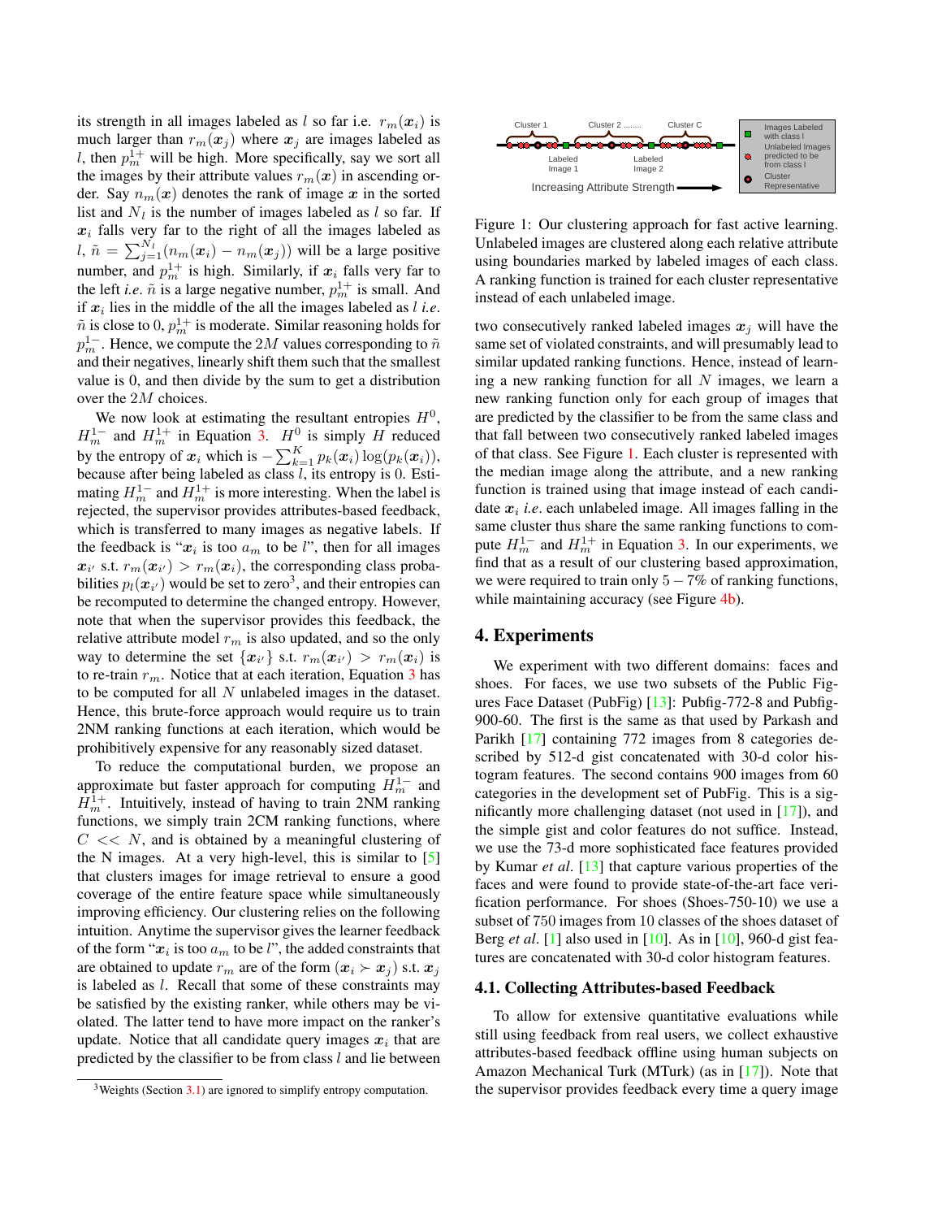its strength in all images labeled as $l$ so far i.e. $r_m(\boldsymbol{x}_i)$ is much larger than $r_m(\boldsymbol{x}_j)$ where $\boldsymbol{x}_j$ are images labeled as $l$, then $p_m^{1+}$ will be high. More specifically, say we sort all the images by their attribute values $r_m(\boldsymbol{x})$ in ascending order. Say $n_m(\boldsymbol{x})$ denotes the rank of image $\boldsymbol{x}$ in the sorted list and $N_l$ is the number of images labeled as $l$ so far. If $\boldsymbol{x}_i$ falls very far to the right of all the images labeled as $l$, $\tilde{n} = \sum_{j=1}^{N_l}(n_m(\boldsymbol{x}_i) - n_m(\boldsymbol{x}_j))$ will be a large positive number, and $p_m^{1+}$ is high. Similarly, if $\boldsymbol{x}_i$ falls very far to the left *i.e.* $\tilde{n}$ is a large negative number, $p_m^{1+}$ is small. And if $\boldsymbol{x}_i$ lies in the middle of the all the images labeled as $l$ *i.e.* $\tilde{n}$ is close to 0, $p_m^{1+}$ is moderate. Similar reasoning holds for $p_m^{1-}$. Hence, we compute the $2M$ values corresponding to $\tilde{n}$ and their negatives, linearly shift them such that the smallest value is 0, and then divide by the sum to get a distribution over the $2M$ choices.

We now look at estimating the resultant entropies $H^0$, $H_m^{1-}$ and $H_m^{1+}$ in Equation 3. $H^0$ is simply $H$ reduced by the entropy of $\boldsymbol{x}_i$ which is $-\sum_{k=1}^{K} p_k(\boldsymbol{x}_i)\log(p_k(\boldsymbol{x}_i))$, because after being labeled as class $l$, its entropy is 0. Estimating $H_m^{1-}$ and $H_m^{1+}$ is more interesting. When the label is rejected, the supervisor provides attributes-based feedback, which is transferred to many images as negative labels. If the feedback is "$\boldsymbol{x}_i$ is too $a_m$ to be $l$", then for all images $\boldsymbol{x}_{i'}$ s.t. $r_m(\boldsymbol{x}_{i'}) > r_m(\boldsymbol{x}_i)$, the corresponding class probabilities $p_l(\boldsymbol{x}_{i'})$ would be set to zero[3], and their entropies can be recomputed to determine the changed entropy. However, note that when the supervisor provides this feedback, the relative attribute model $r_m$ is also updated, and so the only way to determine the set $\{\boldsymbol{x}_{i'}\}$ s.t. $r_m(\boldsymbol{x}_{i'}) > r_m(\boldsymbol{x}_i)$ is to re-train $r_m$. Notice that at each iteration, Equation 3 has to be computed for all $N$ unlabeled images in the dataset. Hence, this brute-force approach would require us to train 2NM ranking functions at each iteration, which would be prohibitively expensive for any reasonably sized dataset.

To reduce the computational burden, we propose an approximate but faster approach for computing $H_m^{1-}$ and $H_m^{1+}$. Intuitively, instead of having to train 2NM ranking functions, we simply train 2CM ranking functions, where $C << N$, and is obtained by a meaningful clustering of the N images. At a very high-level, this is similar to [5] that clusters images for image retrieval to ensure a good coverage of the entire feature space while simultaneously improving efficiency. Our clustering relies on the following intuition. Anytime the supervisor gives the learner feedback of the form "$\boldsymbol{x}_i$ is too $a_m$ to be $l$", the added constraints that are obtained to update $r_m$ are of the form $(\boldsymbol{x}_i \succ \boldsymbol{x}_j)$ s.t. $\boldsymbol{x}_j$ is labeled as $l$. Recall that some of these constraints may be satisfied by the existing ranker, while others may be violated. The latter tend to have more impact on the ranker's update. Notice that all candidate query images $\boldsymbol{x}_i$ that are predicted by the classifier to be from class $l$ and lie between two consecutively ranked labeled images $\boldsymbol{x}_j$ will have the same set of violated constraints, and will presumably lead to similar updated ranking functions. Hence, instead of learning a new ranking function for all $N$ images, we learn a new ranking function only for each group of images that are predicted by the classifier to be from the same class and that fall between two consecutively ranked labeled images of that class. See Figure 1. Each cluster is represented with the median image along the attribute, and a new ranking function is trained using that image instead of each candidate $\boldsymbol{x}_i$ *i.e.* each unlabeled image. All images falling in the same cluster thus share the same ranking functions to compute $H_m^{1-}$ and $H_m^{1+}$ in Equation 3. In our experiments, we find that as a result of our clustering based approximation, we were required to train only $5-7\%$ of ranking functions, while maintaining accuracy (see Figure 4b).

Figure 1: Our clustering approach for fast active learning. Unlabeled images are clustered along each relative attribute using boundaries marked by labeled images of each class. A ranking function is trained for each cluster representative instead of each unlabeled image.

## 4. Experiments

We experiment with two different domains: faces and shoes. For faces, we use two subsets of the Public Figures Face Dataset (PubFig) [13]: Pubfig-772-8 and Pubfig-900-60. The first is the same as that used by Parkash and Parikh [17] containing 772 images from 8 categories described by 512-d gist concatenated with 30-d color histogram features. The second contains 900 images from 60 categories in the development set of PubFig. This is a significantly more challenging dataset (not used in [17]), and the simple gist and color features do not suffice. Instead, we use the 73-d more sophisticated face features provided by Kumar *et al*. [13] that capture various properties of the faces and were found to provide state-of-the-art face verification performance. For shoes (Shoes-750-10) we use a subset of 750 images from 10 classes of the shoes dataset of Berg *et al*. [1] also used in [10]. As in [10], 960-d gist features are concatenated with 30-d color histogram features.

### 4.1. Collecting Attributes-based Feedback

To allow for extensive quantitative evaluations while still using feedback from real users, we collect exhaustive attributes-based feedback offline using human subjects on Amazon Mechanical Turk (MTurk) (as in [17]). Note that the supervisor provides feedback every time a query image

[3] Weights (Section 3.1) are ignored to simplify entropy computation.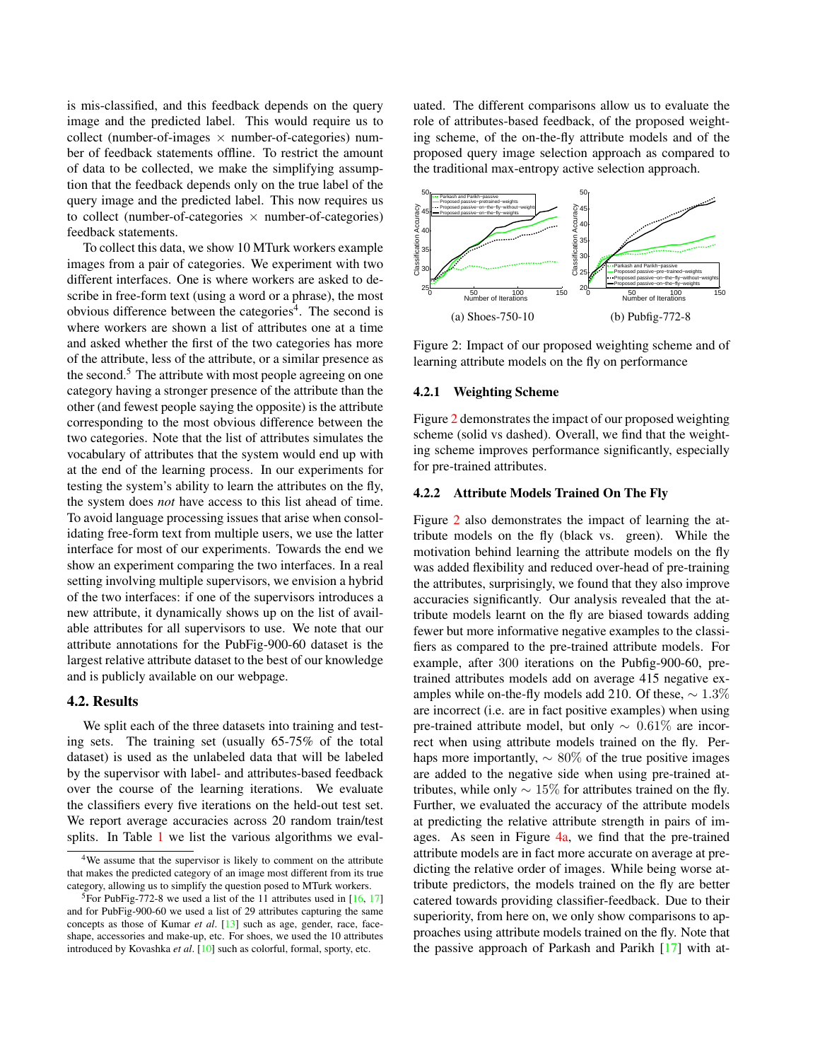is mis-classified, and this feedback depends on the query image and the predicted label. This would require us to collect (number-of-images × number-of-categories) number of feedback statements offline. To restrict the amount of data to be collected, we make the simplifying assumption that the feedback depends only on the true label of the query image and the predicted label. This now requires us to collect (number-of-categories × number-of-categories) feedback statements.

To collect this data, we show 10 MTurk workers example images from a pair of categories. We experiment with two different interfaces. One is where workers are asked to describe in free-form text (using a word or a phrase), the most obvious difference between the categories[4]. The second is where workers are shown a list of attributes one at a time and asked whether the first of the two categories has more of the attribute, less of the attribute, or a similar presence as the second.[5] The attribute with most people agreeing on one category having a stronger presence of the attribute than the other (and fewest people saying the opposite) is the attribute corresponding to the most obvious difference between the two categories. Note that the list of attributes simulates the vocabulary of attributes that the system would end up with at the end of the learning process. In our experiments for testing the system's ability to learn the attributes on the fly, the system does *not* have access to this list ahead of time. To avoid language processing issues that arise when consolidating free-form text from multiple users, we use the latter interface for most of our experiments. Towards the end we show an experiment comparing the two interfaces. In a real setting involving multiple supervisors, we envision a hybrid of the two interfaces: if one of the supervisors introduces a new attribute, it dynamically shows up on the list of available attributes for all supervisors to use. We note that our attribute annotations for the PubFig-900-60 dataset is the largest relative attribute dataset to the best of our knowledge and is publicly available on our webpage.

### 4.2. Results

We split each of the three datasets into training and testing sets. The training set (usually 65-75% of the total dataset) is used as the unlabeled data that will be labeled by the supervisor with label- and attributes-based feedback over the course of the learning iterations. We evaluate the classifiers every five iterations on the held-out test set. We report average accuracies across 20 random train/test splits. In Table 1 we list the various algorithms we evaluated. The different comparisons allow us to evaluate the role of attributes-based feedback, of the proposed weighting scheme, of the on-the-fly attribute models and of the proposed query image selection approach as compared to the traditional max-entropy active selection approach.

(a) Shoes-750-10    (b) Pubfig-772-8

Figure 2: Impact of our proposed weighting scheme and of learning attribute models on the fly on performance

#### 4.2.1 Weighting Scheme

Figure 2 demonstrates the impact of our proposed weighting scheme (solid vs dashed). Overall, we find that the weighting scheme improves performance significantly, especially for pre-trained attributes.

#### 4.2.2 Attribute Models Trained On The Fly

Figure 2 also demonstrates the impact of learning the attribute models on the fly (black vs. green). While the motivation behind learning the attribute models on the fly was added flexibility and reduced over-head of pre-training the attributes, surprisingly, we found that they also improve accuracies significantly. Our analysis revealed that the attribute models learnt on the fly are biased towards adding fewer but more informative negative examples to the classifiers as compared to the pre-trained attribute models. For example, after 300 iterations on the Pubfig-900-60, pre-trained attributes models add on average 415 negative examples while on-the-fly models add 210. Of these, $\sim 1.3\%$ are incorrect (i.e. are in fact positive examples) when using pre-trained attribute model, but only $\sim 0.61\%$ are incorrect when using attribute models trained on the fly. Perhaps more importantly, $\sim 80\%$ of the true positive images are added to the negative side when using pre-trained attributes, while only $\sim 15\%$ for attributes trained on the fly. Further, we evaluated the accuracy of the attribute models at predicting the relative attribute strength in pairs of images. As seen in Figure 4a, we find that the pre-trained attribute models are in fact more accurate on average at predicting the relative order of images. While being worse attribute predictors, the models trained on the fly are better catered towards providing classifier-feedback. Due to their superiority, from here on, we only show comparisons to approaches using attribute models trained on the fly. Note that the passive approach of Parkash and Parikh [17] with at-

---

[4] We assume that the supervisor is likely to comment on the attribute that makes the predicted category of an image most different from its true category, allowing us to simplify the question posed to MTurk workers.

[5] For PubFig-772-8 we used a list of the 11 attributes used in [16, 17] and for PubFig-900-60 we used a list of 29 attributes capturing the same concepts as those of Kumar *et al*. [13] such as age, gender, race, face-shape, accessories and make-up, etc. For shoes, we used the 10 attributes introduced by Kovashka *et al*. [10] such as colorful, formal, sporty, etc.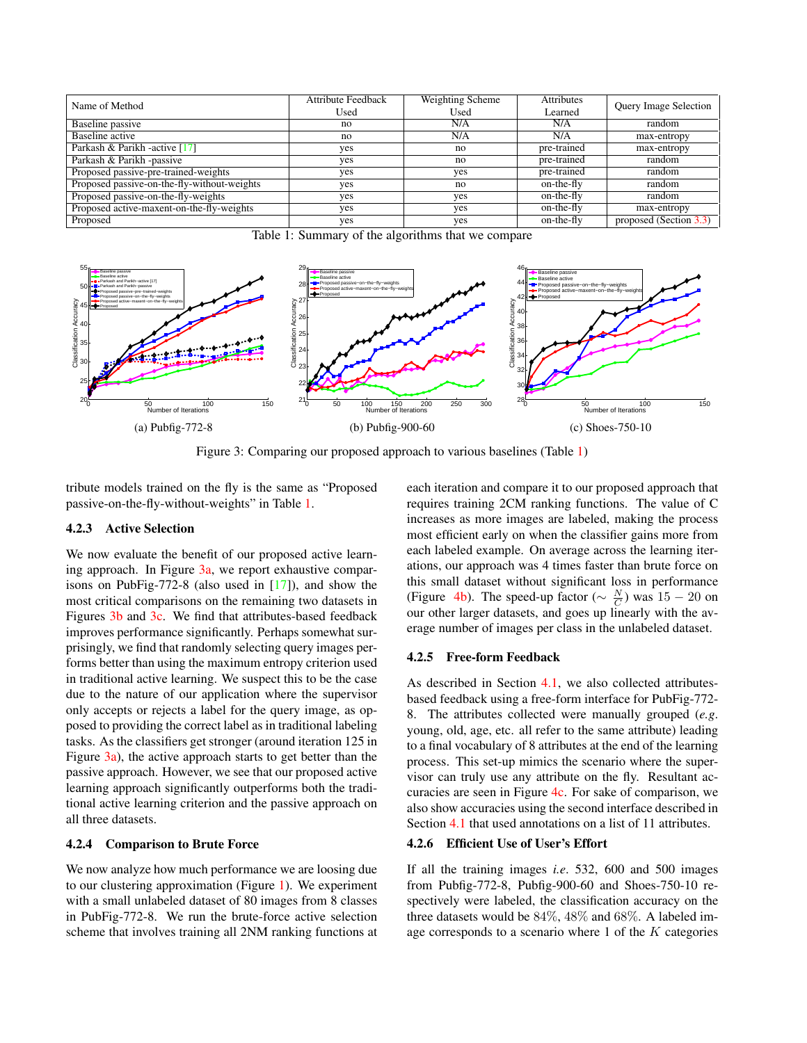| Name of Method | Attribute Feedback Used | Weighting Scheme Used | Attributes Learned | Query Image Selection |
|---|---|---|---|---|
| Baseline passive | no | N/A | N/A | random |
| Baseline active | no | N/A | N/A | max-entropy |
| Parkash & Parikh -active [17] | yes | no | pre-trained | max-entropy |
| Parkash & Parikh -passive | yes | no | pre-trained | random |
| Proposed passive-pre-trained-weights | yes | yes | pre-trained | random |
| Proposed passive-on-the-fly-without-weights | yes | no | on-the-fly | random |
| Proposed passive-on-the-fly-weights | yes | yes | on-the-fly | random |
| Proposed active-maxent-on-the-fly-weights | yes | yes | on-the-fly | max-entropy |
| Proposed | yes | yes | on-the-fly | proposed (Section 3.3) |

Table 1: Summary of the algorithms that we compare

(a) Pubfig-772-8

(b) Pubfig-900-60

(c) Shoes-750-10

Figure 3: Comparing our proposed approach to various baselines (Table 1)

tribute models trained on the fly is the same as "Proposed passive-on-the-fly-without-weights" in Table 1.

#### 4.2.3 Active Selection

We now evaluate the benefit of our proposed active learning approach. In Figure 3a, we report exhaustive comparisons on PubFig-772-8 (also used in [17]), and show the most critical comparisons on the remaining two datasets in Figures 3b and 3c. We find that attributes-based feedback improves performance significantly. Perhaps somewhat surprisingly, we find that randomly selecting query images performs better than using the maximum entropy criterion used in traditional active learning. We suspect this to be the case due to the nature of our application where the supervisor only accepts or rejects a label for the query image, as opposed to providing the correct label as in traditional labeling tasks. As the classifiers get stronger (around iteration 125 in Figure 3a), the active approach starts to get better than the passive approach. However, we see that our proposed active learning approach significantly outperforms both the traditional active learning criterion and the passive approach on all three datasets.

#### 4.2.4 Comparison to Brute Force

We now analyze how much performance we are loosing due to our clustering approximation (Figure 1). We experiment with a small unlabeled dataset of 80 images from 8 classes in PubFig-772-8. We run the brute-force active selection scheme that involves training all 2NM ranking functions at each iteration and compare it to our proposed approach that requires training 2CM ranking functions. The value of C increases as more images are labeled, making the process most efficient early on when the classifier gains more from each labeled example. On average across the learning iterations, our approach was 4 times faster than brute force on this small dataset without significant loss in performance (Figure 4b). The speed-up factor ($\sim \frac{N}{C}$) was $15 - 20$ on our other larger datasets, and goes up linearly with the average number of images per class in the unlabeled dataset.

#### 4.2.5 Free-form Feedback

As described in Section 4.1, we also collected attributes-based feedback using a free-form interface for PubFig-772-8. The attributes collected were manually grouped (*e.g.* young, old, age, etc. all refer to the same attribute) leading to a final vocabulary of 8 attributes at the end of the learning process. This set-up mimics the scenario where the supervisor can truly use any attribute on the fly. Resultant accuracies are seen in Figure 4c. For sake of comparison, we also show accuracies using the second interface described in Section 4.1 that used annotations on a list of 11 attributes.

#### 4.2.6 Efficient Use of User's Effort

If all the training images *i.e.* 532, 600 and 500 images from Pubfig-772-8, Pubfig-900-60 and Shoes-750-10 respectively were labeled, the classification accuracy on the three datasets would be 84%, 48% and 68%. A labeled image corresponds to a scenario where 1 of the $K$ categories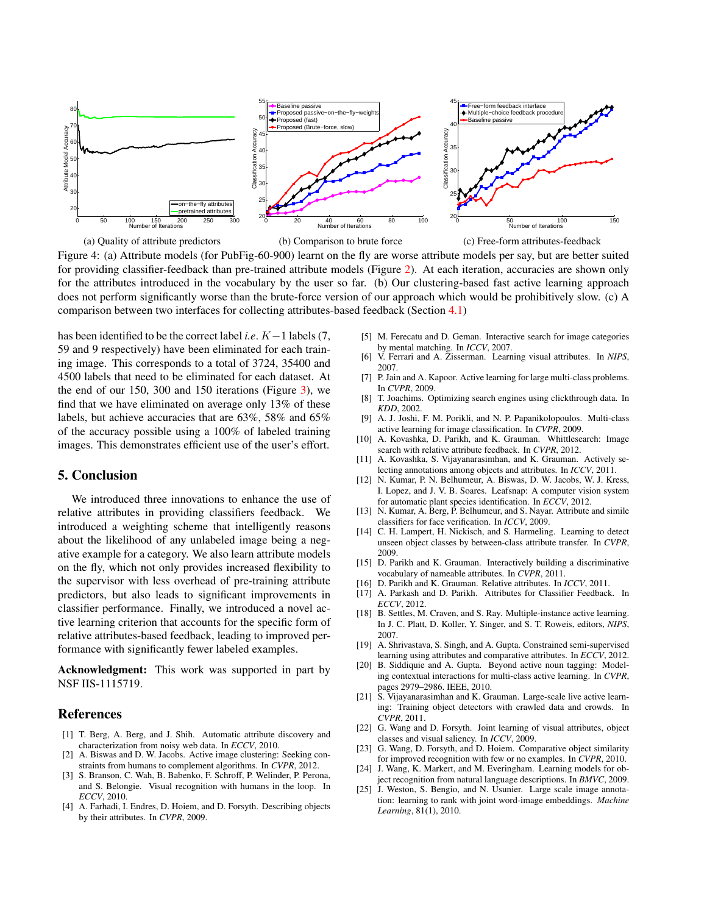Attribute Model Accuracy

80
70
60
50
40
30
20

0 50 100 150 200 250 300

Number of Iterations

on−the−fly attributes
pretrained attributes

(a) Quality of attribute predictors

Classification Accuracy

55
50
45
40
35
30
25
20

0 20 40 60 80 100

Number of Iterations

Baseline passive
Proposed passive−on−the−fly−weights
Proposed (fast)
Proposed (Brute−force, slow)

(b) Comparison to brute force

Classification Accuracy

45
40
35
30
25
20

0 50 100 150

Number of Iterations

Free−form feedback interface
Multiple−choice feedback procedure
Baseline passive

(c) Free-form attributes-feedback

Figure 4: (a) Attribute models (for PubFig-60-900) learnt on the fly are worse attribute models per say, but are better suited for providing classifier-feedback than pre-trained attribute models (Figure 2). At each iteration, accuracies are shown only for the attributes introduced in the vocabulary by the user so far. (b) Our clustering-based fast active learning approach does not perform significantly worse than the brute-force version of our approach which would be prohibitively slow. (c) A comparison between two interfaces for collecting attributes-based feedback (Section 4.1)

has been identified to be the correct label *i.e.* $K-1$ labels (7, 59 and 9 respectively) have been eliminated for each training image. This corresponds to a total of 3724, 35400 and 4500 labels that need to be eliminated for each dataset. At the end of our 150, 300 and 150 iterations (Figure 3), we find that we have eliminated on average only 13% of these labels, but achieve accuracies that are 63%, 58% and 65% of the accuracy possible using a 100% of labeled training images. This demonstrates efficient use of the user's effort.

## 5. Conclusion

We introduced three innovations to enhance the use of relative attributes in providing classifiers feedback. We introduced a weighting scheme that intelligently reasons about the likelihood of any unlabeled image being a negative example for a category. We also learn attribute models on the fly, which not only provides increased flexibility to the supervisor with less overhead of pre-training attribute predictors, but also leads to significant improvements in classifier performance. Finally, we introduced a novel active learning criterion that accounts for the specific form of relative attributes-based feedback, leading to improved performance with significantly fewer labeled examples.

**Acknowledgment:** This work was supported in part by NSF IIS-1115719.

## References

[1] T. Berg, A. Berg, and J. Shih. Automatic attribute discovery and characterization from noisy web data. In *ECCV*, 2010.

[2] A. Biswas and D. W. Jacobs. Active image clustering: Seeking constraints from humans to complement algorithms. In *CVPR*, 2012.

[3] S. Branson, C. Wah, B. Babenko, F. Schroff, P. Welinder, P. Perona, and S. Belongie. Visual recognition with humans in the loop. In *ECCV*, 2010.

[4] A. Farhadi, I. Endres, D. Hoiem, and D. Forsyth. Describing objects by their attributes. In *CVPR*, 2009.

[5] M. Ferecatu and D. Geman. Interactive search for image categories by mental matching. In *ICCV*, 2007.

[6] V. Ferrari and A. Zisserman. Learning visual attributes. In *NIPS*, 2007.

[7] P. Jain and A. Kapoor. Active learning for large multi-class problems. In *CVPR*, 2009.

[8] T. Joachims. Optimizing search engines using clickthrough data. In *KDD*, 2002.

[9] A. J. Joshi, F. M. Porikli, and N. P. Papanikolopoulos. Multi-class active learning for image classification. In *CVPR*, 2009.

[10] A. Kovashka, D. Parikh, and K. Grauman. Whittlesearch: Image search with relative attribute feedback. In *CVPR*, 2012.

[11] A. Kovashka, S. Vijayanarasimhan, and K. Grauman. Actively selecting annotations among objects and attributes. In *ICCV*, 2011.

[12] N. Kumar, P. N. Belhumeur, A. Biswas, D. W. Jacobs, W. J. Kress, I. Lopez, and J. V. B. Soares. Leafsnap: A computer vision system for automatic plant species identification. In *ECCV*, 2012.

[13] N. Kumar, A. Berg, P. Belhumeur, and S. Nayar. Attribute and simile classifiers for face verification. In *ICCV*, 2009.

[14] C. H. Lampert, H. Nickisch, and S. Harmeling. Learning to detect unseen object classes by between-class attribute transfer. In *CVPR*, 2009.

[15] D. Parikh and K. Grauman. Interactively building a discriminative vocabulary of nameable attributes. In *CVPR*, 2011.

[16] D. Parikh and K. Grauman. Relative attributes. In *ICCV*, 2011.

[17] A. Parkash and D. Parikh. Attributes for Classifier Feedback. In *ECCV*, 2012.

[18] B. Settles, M. Craven, and S. Ray. Multiple-instance active learning. In J. C. Platt, D. Koller, Y. Singer, and S. T. Roweis, editors, *NIPS*, 2007.

[19] A. Shrivastava, S. Singh, and A. Gupta. Constrained semi-supervised learning using attributes and comparative attributes. In *ECCV*, 2012.

[20] B. Siddiquie and A. Gupta. Beyond active noun tagging: Modeling contextual interactions for multi-class active learning. In *CVPR*, pages 2979–2986. IEEE, 2010.

[21] S. Vijayanarasimhan and K. Grauman. Large-scale live active learning: Training object detectors with crawled data and crowds. In *CVPR*, 2011.

[22] G. Wang and D. Forsyth. Joint learning of visual attributes, object classes and visual saliency. In *ICCV*, 2009.

[23] G. Wang, D. Forsyth, and D. Hoiem. Comparative object similarity for improved recognition with few or no examples. In *CVPR*, 2010.

[24] J. Wang, K. Markert, and M. Everingham. Learning models for object recognition from natural language descriptions. In *BMVC*, 2009.

[25] J. Weston, S. Bengio, and N. Usunier. Large scale image annotation: learning to rank with joint word-image embeddings. *Machine Learning*, 81(1), 2010.